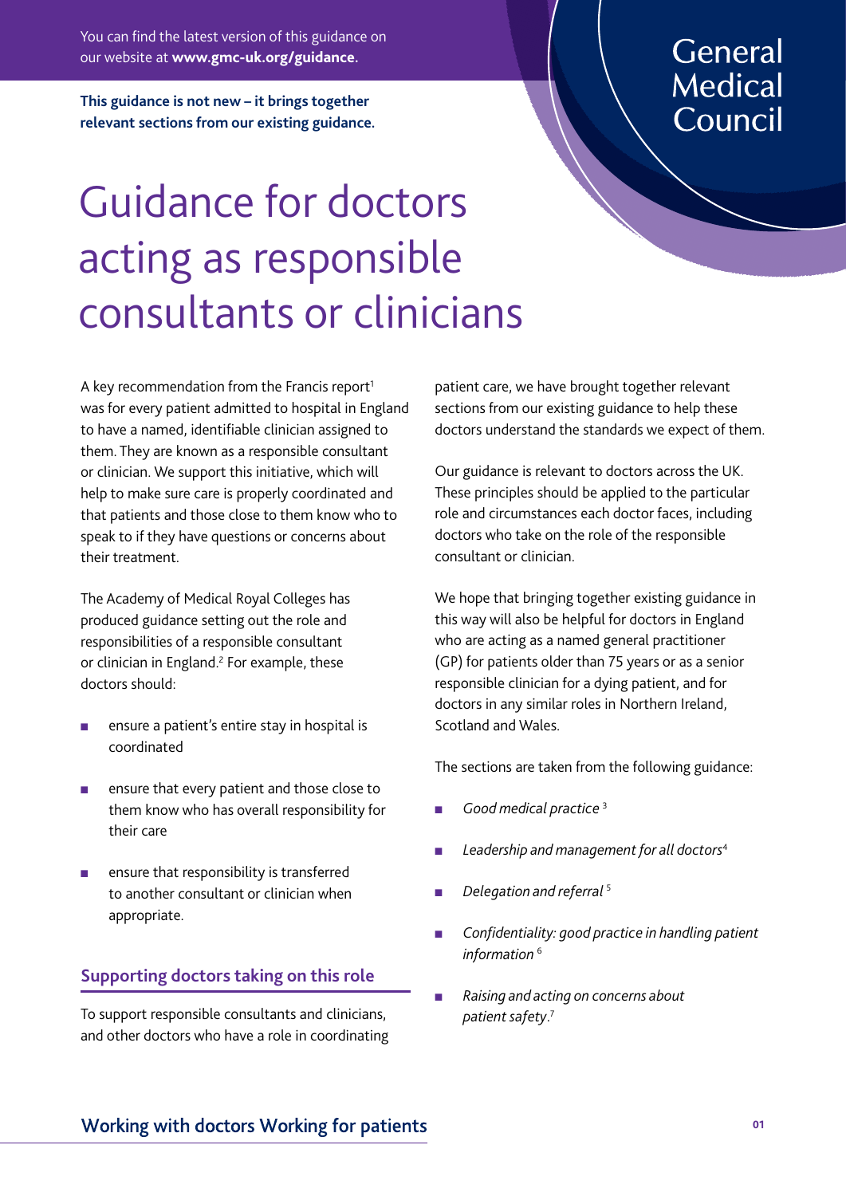You can find the latest version of this guidance on our website at **www.gmc-uk.org/guidance.**

**This guidance is not new – it brings together relevant sections from our existing guidance.**

General Medical Council

# Guidance for doctors acting as responsible consultants or clinicians

A key recommendation from the Francis report[1] was for every patient admitted to hospital in England to have a named, identifiable clinician assigned to them. They are known as a responsible consultant or clinician. We support this initiative, which will help to make sure care is properly coordinated and that patients and those close to them know who to speak to if they have questions or concerns about their treatment.

The Academy of Medical Royal Colleges has produced guidance setting out the role and responsibilities of a responsible consultant or clinician in England.[2] For example, these doctors should:

- ensure a patient's entire stay in hospital is coordinated
- ensure that every patient and those close to them know who has overall responsibility for their care
- ensure that responsibility is transferred to another consultant or clinician when appropriate.

## Supporting doctors taking on this role

To support responsible consultants and clinicians, and other doctors who have a role in coordinating patient care, we have brought together relevant sections from our existing guidance to help these doctors understand the standards we expect of them.

Our guidance is relevant to doctors across the UK. These principles should be applied to the particular role and circumstances each doctor faces, including doctors who take on the role of the responsible consultant or clinician.

We hope that bringing together existing guidance in this way will also be helpful for doctors in England who are acting as a named general practitioner (GP) for patients older than 75 years or as a senior responsible clinician for a dying patient, and for doctors in any similar roles in Northern Ireland, Scotland and Wales.

The sections are taken from the following guidance:

- *Good medical practice* [3]
- *Leadership and management for all doctors*[4]
- *Delegation and referral* [5]
- *Confidentiality: good practice in handling patient information* [6]
- *Raising and acting on concerns about patient safety*.[7]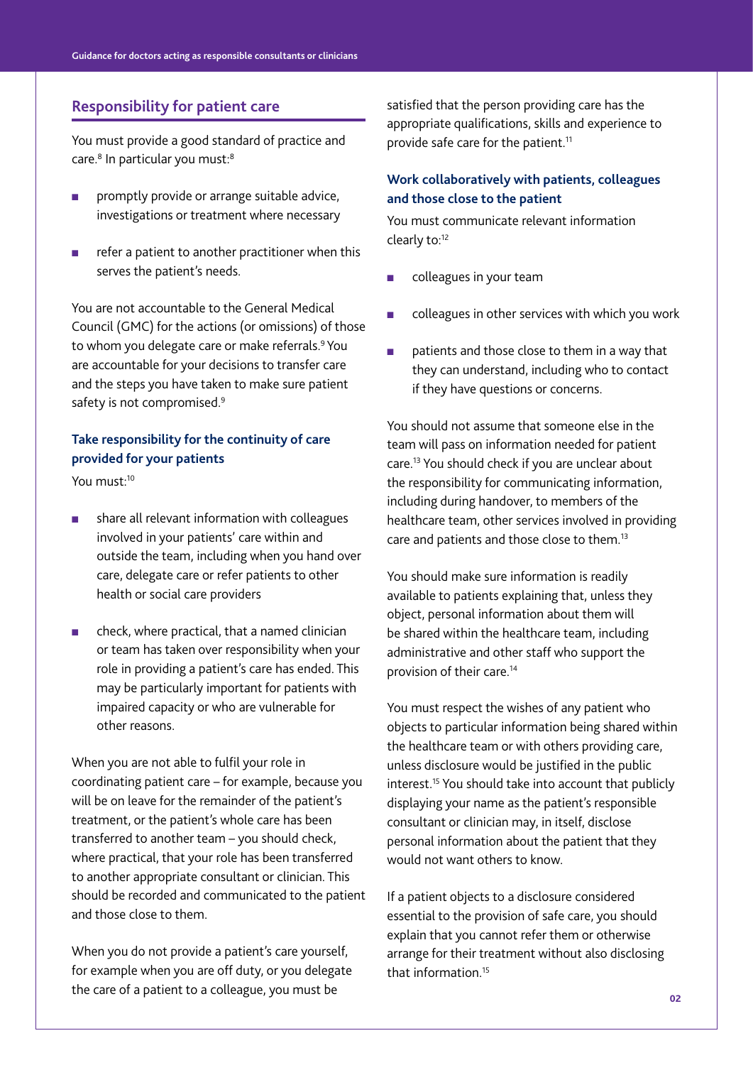## Responsibility for patient care

You must provide a good standard of practice and care.[8] In particular you must:[8]

- promptly provide or arrange suitable advice, investigations or treatment where necessary
- refer a patient to another practitioner when this serves the patient's needs.

You are not accountable to the General Medical Council (GMC) for the actions (or omissions) of those to whom you delegate care or make referrals.[9] You are accountable for your decisions to transfer care and the steps you have taken to make sure patient safety is not compromised.[9]

### Take responsibility for the continuity of care provided for your patients

You must:[10]

- share all relevant information with colleagues involved in your patients' care within and outside the team, including when you hand over care, delegate care or refer patients to other health or social care providers
- check, where practical, that a named clinician or team has taken over responsibility when your role in providing a patient's care has ended. This may be particularly important for patients with impaired capacity or who are vulnerable for other reasons.

When you are not able to fulfil your role in coordinating patient care – for example, because you will be on leave for the remainder of the patient's treatment, or the patient's whole care has been transferred to another team – you should check, where practical, that your role has been transferred to another appropriate consultant or clinician. This should be recorded and communicated to the patient and those close to them.

When you do not provide a patient's care yourself, for example when you are off duty, or you delegate the care of a patient to a colleague, you must be satisfied that the person providing care has the appropriate qualifications, skills and experience to provide safe care for the patient.[11]

### Work collaboratively with patients, colleagues and those close to the patient

You must communicate relevant information clearly to:[12]

- colleagues in your team
- colleagues in other services with which you work
- patients and those close to them in a way that they can understand, including who to contact if they have questions or concerns.

You should not assume that someone else in the team will pass on information needed for patient care.[13] You should check if you are unclear about the responsibility for communicating information, including during handover, to members of the healthcare team, other services involved in providing care and patients and those close to them.[13]

You should make sure information is readily available to patients explaining that, unless they object, personal information about them will be shared within the healthcare team, including administrative and other staff who support the provision of their care.[14]

You must respect the wishes of any patient who objects to particular information being shared within the healthcare team or with others providing care, unless disclosure would be justified in the public interest.[15] You should take into account that publicly displaying your name as the patient's responsible consultant or clinician may, in itself, disclose personal information about the patient that they would not want others to know.

If a patient objects to a disclosure considered essential to the provision of safe care, you should explain that you cannot refer them or otherwise arrange for their treatment without also disclosing that information.[15]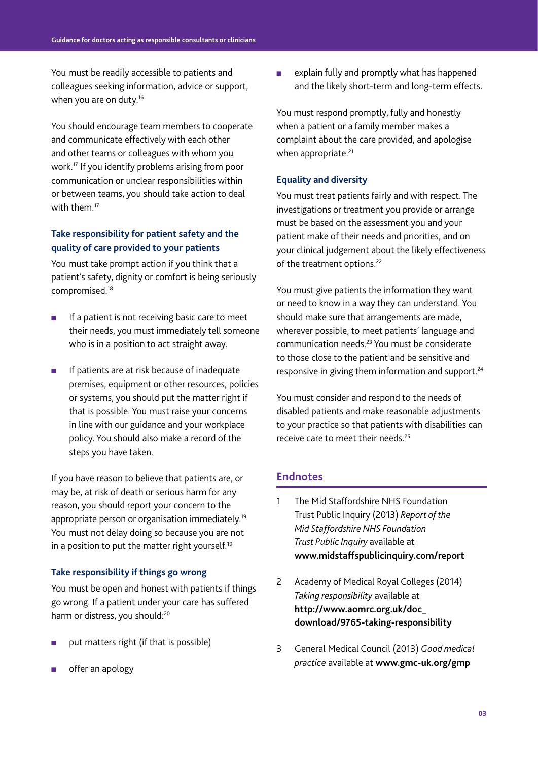You must be readily accessible to patients and colleagues seeking information, advice or support, when you are on duty.[16]

You should encourage team members to cooperate and communicate effectively with each other and other teams or colleagues with whom you work.[17] If you identify problems arising from poor communication or unclear responsibilities within or between teams, you should take action to deal with them.[17]

### Take responsibility for patient safety and the quality of care provided to your patients

You must take prompt action if you think that a patient's safety, dignity or comfort is being seriously compromised.[18]

- If a patient is not receiving basic care to meet their needs, you must immediately tell someone who is in a position to act straight away.
- If patients are at risk because of inadequate premises, equipment or other resources, policies or systems, you should put the matter right if that is possible. You must raise your concerns in line with our guidance and your workplace policy. You should also make a record of the steps you have taken.

If you have reason to believe that patients are, or may be, at risk of death or serious harm for any reason, you should report your concern to the appropriate person or organisation immediately.[19] You must not delay doing so because you are not in a position to put the matter right yourself.[19]

### Take responsibility if things go wrong

You must be open and honest with patients if things go wrong. If a patient under your care has suffered harm or distress, you should:[20]

- put matters right (if that is possible)
- offer an apology
- explain fully and promptly what has happened and the likely short-term and long-term effects.

You must respond promptly, fully and honestly when a patient or a family member makes a complaint about the care provided, and apologise when appropriate.[21]

### Equality and diversity

You must treat patients fairly and with respect. The investigations or treatment you provide or arrange must be based on the assessment you and your patient make of their needs and priorities, and on your clinical judgement about the likely effectiveness of the treatment options.[22]

You must give patients the information they want or need to know in a way they can understand. You should make sure that arrangements are made, wherever possible, to meet patients' language and communication needs.[23] You must be considerate to those close to the patient and be sensitive and responsive in giving them information and support.[24]

You must consider and respond to the needs of disabled patients and make reasonable adjustments to your practice so that patients with disabilities can receive care to meet their needs.[25]

## Endnotes

1. The Mid Staffordshire NHS Foundation Trust Public Inquiry (2013) *Report of the Mid Staffordshire NHS Foundation Trust Public Inquiry* available at **www.midstaffspublicinquiry.com/report**
2. Academy of Medical Royal Colleges (2014) *Taking responsibility* available at **http://www.aomrc.org.uk/doc_download/9765-taking-responsibility**
3. General Medical Council (2013) *Good medical practice* available at **www.gmc-uk.org/gmp**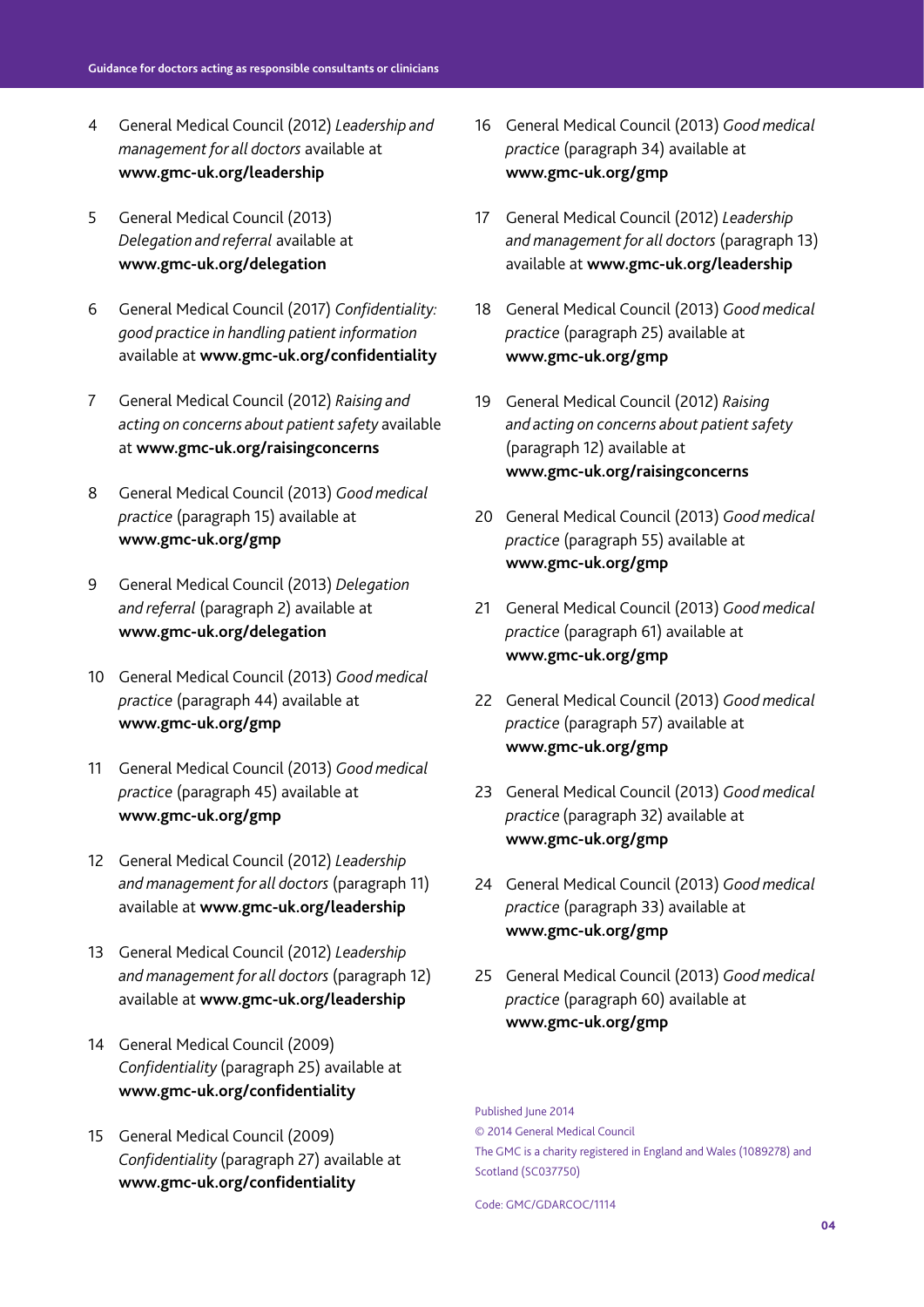4 General Medical Council (2012) *Leadership and management for all doctors* available at **www.gmc-uk.org/leadership**

5 General Medical Council (2013) *Delegation and referral* available at **www.gmc-uk.org/delegation**

6 General Medical Council (2017) *Confidentiality: good practice in handling patient information* available at **www.gmc-uk.org/confidentiality**

7 General Medical Council (2012) *Raising and acting on concerns about patient safety* available at **www.gmc-uk.org/raisingconcerns**

8 General Medical Council (2013) *Good medical practice* (paragraph 15) available at **www.gmc-uk.org/gmp**

9 General Medical Council (2013) *Delegation and referral* (paragraph 2) available at **www.gmc-uk.org/delegation**

10 General Medical Council (2013) *Good medical practice* (paragraph 44) available at **www.gmc-uk.org/gmp**

11 General Medical Council (2013) *Good medical practice* (paragraph 45) available at **www.gmc-uk.org/gmp**

12 General Medical Council (2012) *Leadership and management for all doctors* (paragraph 11) available at **www.gmc-uk.org/leadership**

13 General Medical Council (2012) *Leadership and management for all doctors* (paragraph 12) available at **www.gmc-uk.org/leadership**

14 General Medical Council (2009) *Confidentiality* (paragraph 25) available at **www.gmc-uk.org/confidentiality**

15 General Medical Council (2009) *Confidentiality* (paragraph 27) available at **www.gmc-uk.org/confidentiality**

16 General Medical Council (2013) *Good medical practice* (paragraph 34) available at **www.gmc-uk.org/gmp**

17 General Medical Council (2012) *Leadership and management for all doctors* (paragraph 13) available at **www.gmc-uk.org/leadership**

18 General Medical Council (2013) *Good medical practice* (paragraph 25) available at **www.gmc-uk.org/gmp**

19 General Medical Council (2012) *Raising and acting on concerns about patient safety* (paragraph 12) available at **www.gmc-uk.org/raisingconcerns**

20 General Medical Council (2013) *Good medical practice* (paragraph 55) available at **www.gmc-uk.org/gmp**

21 General Medical Council (2013) *Good medical practice* (paragraph 61) available at **www.gmc-uk.org/gmp**

22 General Medical Council (2013) *Good medical practice* (paragraph 57) available at **www.gmc-uk.org/gmp**

23 General Medical Council (2013) *Good medical practice* (paragraph 32) available at **www.gmc-uk.org/gmp**

24 General Medical Council (2013) *Good medical practice* (paragraph 33) available at **www.gmc-uk.org/gmp**

25 General Medical Council (2013) *Good medical practice* (paragraph 60) available at **www.gmc-uk.org/gmp**

Published June 2014
© 2014 General Medical Council
The GMC is a charity registered in England and Wales (1089278) and Scotland (SC037750)

Code: GMC/GDARCOC/1114